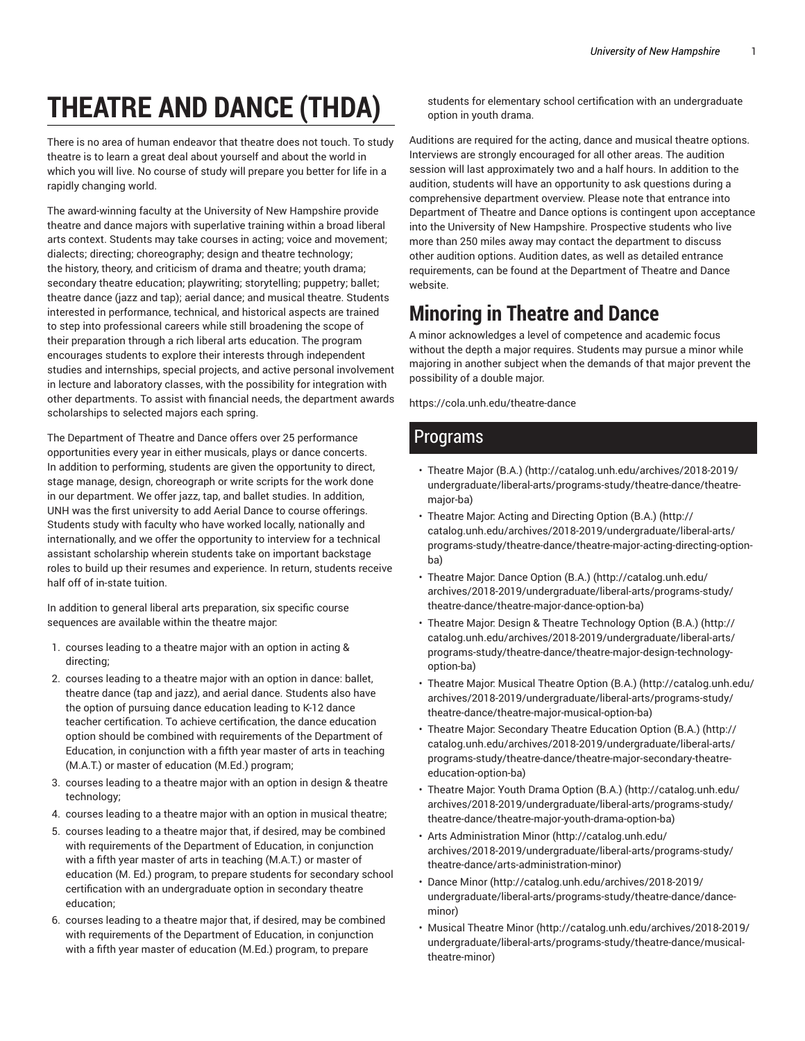# THEATRE AND DANCE (THDA)

There is no area of human endeavor that theatre does not touch. To study theatre is to learn a great deal about yourself and about the world in which you will live. No course of study will prepare you better for life in a rapidly changing world.

The award-winning faculty at the University of New Hampshire provide theatre and dance majors with superlative training within a broad liberal arts context. Students may take courses in acting; voice and movement; dialects; directing; choreography; design and theatre technology; the history, theory, and criticism of drama and theatre; youth drama; secondary theatre education; playwriting; storytelling; puppetry; ballet; theatre dance (jazz and tap); aerial dance; and musical theatre. Students interested in performance, technical, and historical aspects are trained to step into professional careers while still broadening the scope of their preparation through a rich liberal arts education. The program encourages students to explore their interests through independent studies and internships, special projects, and active personal involvement in lecture and laboratory classes, with the possibility for integration with other departments. To assist with financial needs, the department awards scholarships to selected majors each spring.

The Department of Theatre and Dance offers over 25 performance opportunities every year in either musicals, plays or dance concerts. In addition to performing, students are given the opportunity to direct, stage manage, design, choreograph or write scripts for the work done in our department. We offer jazz, tap, and ballet studies. In addition, UNH was the first university to add Aerial Dance to course offerings. Students study with faculty who have worked locally, nationally and internationally, and we offer the opportunity to interview for a technical assistant scholarship wherein students take on important backstage roles to build up their resumes and experience. In return, students receive half off of in-state tuition.

In addition to general liberal arts preparation, six specific course sequences are available within the theatre major:

1. courses leading to a theatre major with an option in acting & directing;
2. courses leading to a theatre major with an option in dance: ballet, theatre dance (tap and jazz), and aerial dance. Students also have the option of pursuing dance education leading to K-12 dance teacher certification. To achieve certification, the dance education option should be combined with requirements of the Department of Education, in conjunction with a fifth year master of arts in teaching (M.A.T.) or master of education (M.Ed.) program;
3. courses leading to a theatre major with an option in design & theatre technology;
4. courses leading to a theatre major with an option in musical theatre;
5. courses leading to a theatre major that, if desired, may be combined with requirements of the Department of Education, in conjunction with a fifth year master of arts in teaching (M.A.T.) or master of education (M. Ed.) program, to prepare students for secondary school certification with an undergraduate option in secondary theatre education;
6. courses leading to a theatre major that, if desired, may be combined with requirements of the Department of Education, in conjunction with a fifth year master of education (M.Ed.) program, to prepare students for elementary school certification with an undergraduate option in youth drama.

Auditions are required for the acting, dance and musical theatre options. Interviews are strongly encouraged for all other areas. The audition session will last approximately two and a half hours. In addition to the audition, students will have an opportunity to ask questions during a comprehensive department overview. Please note that entrance into Department of Theatre and Dance options is contingent upon acceptance into the University of New Hampshire. Prospective students who live more than 250 miles away may contact the department to discuss other audition options. Audition dates, as well as detailed entrance requirements, can be found at the Department of Theatre and Dance website.

## Minoring in Theatre and Dance

A minor acknowledges a level of competence and academic focus without the depth a major requires. Students may pursue a minor while majoring in another subject when the demands of that major prevent the possibility of a double major.

https://cola.unh.edu/theatre-dance

## Programs

- Theatre Major (B.A.) (http://catalog.unh.edu/archives/2018-2019/undergraduate/liberal-arts/programs-study/theatre-dance/theatre-major-ba)
- Theatre Major: Acting and Directing Option (B.A.) (http://catalog.unh.edu/archives/2018-2019/undergraduate/liberal-arts/programs-study/theatre-dance/theatre-major-acting-directing-option-ba)
- Theatre Major: Dance Option (B.A.) (http://catalog.unh.edu/archives/2018-2019/undergraduate/liberal-arts/programs-study/theatre-dance/theatre-major-dance-option-ba)
- Theatre Major: Design & Theatre Technology Option (B.A.) (http://catalog.unh.edu/archives/2018-2019/undergraduate/liberal-arts/programs-study/theatre-dance/theatre-major-design-technology-option-ba)
- Theatre Major: Musical Theatre Option (B.A.) (http://catalog.unh.edu/archives/2018-2019/undergraduate/liberal-arts/programs-study/theatre-dance/theatre-major-musical-option-ba)
- Theatre Major: Secondary Theatre Education Option (B.A.) (http://catalog.unh.edu/archives/2018-2019/undergraduate/liberal-arts/programs-study/theatre-dance/theatre-major-secondary-theatre-education-option-ba)
- Theatre Major: Youth Drama Option (B.A.) (http://catalog.unh.edu/archives/2018-2019/undergraduate/liberal-arts/programs-study/theatre-dance/theatre-major-youth-drama-option-ba)
- Arts Administration Minor (http://catalog.unh.edu/archives/2018-2019/undergraduate/liberal-arts/programs-study/theatre-dance/arts-administration-minor)
- Dance Minor (http://catalog.unh.edu/archives/2018-2019/undergraduate/liberal-arts/programs-study/theatre-dance/dance-minor)
- Musical Theatre Minor (http://catalog.unh.edu/archives/2018-2019/undergraduate/liberal-arts/programs-study/theatre-dance/musical-theatre-minor)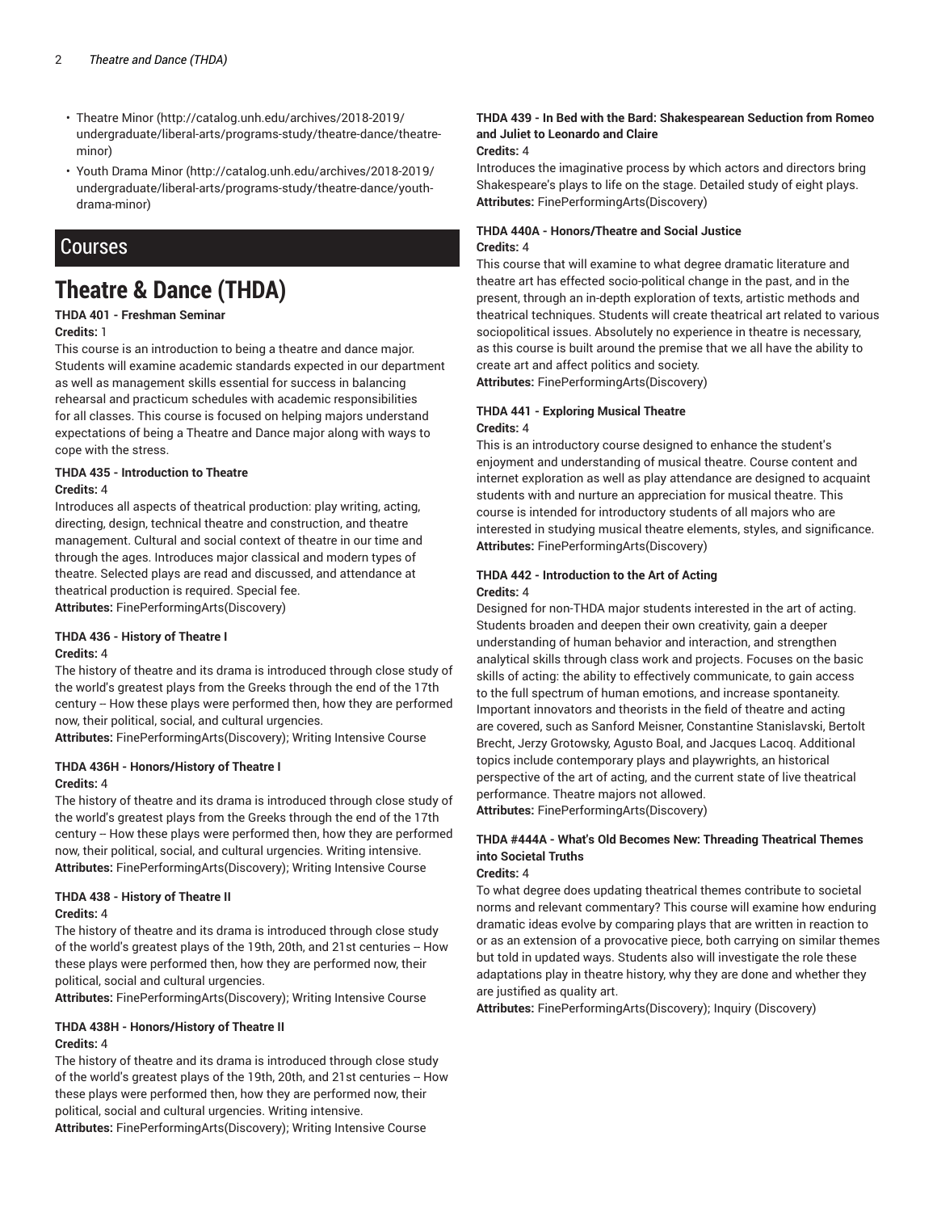- Theatre Minor (http://catalog.unh.edu/archives/2018-2019/undergraduate/liberal-arts/programs-study/theatre-dance/theatre-minor)
- Youth Drama Minor (http://catalog.unh.edu/archives/2018-2019/undergraduate/liberal-arts/programs-study/theatre-dance/youth-drama-minor)

## Courses

# Theatre & Dance (THDA)

**THDA 401 - Freshman Seminar**
**Credits:** 1
This course is an introduction to being a theatre and dance major. Students will examine academic standards expected in our department as well as management skills essential for success in balancing rehearsal and practicum schedules with academic responsibilities for all classes. This course is focused on helping majors understand expectations of being a Theatre and Dance major along with ways to cope with the stress.

**THDA 435 - Introduction to Theatre**
**Credits:** 4
Introduces all aspects of theatrical production: play writing, acting, directing, design, technical theatre and construction, and theatre management. Cultural and social context of theatre in our time and through the ages. Introduces major classical and modern types of theatre. Selected plays are read and discussed, and attendance at theatrical production is required. Special fee.
**Attributes:** FinePerformingArts(Discovery)

**THDA 436 - History of Theatre I**
**Credits:** 4
The history of theatre and its drama is introduced through close study of the world's greatest plays from the Greeks through the end of the 17th century -- How these plays were performed then, how they are performed now, their political, social, and cultural urgencies.
**Attributes:** FinePerformingArts(Discovery); Writing Intensive Course

**THDA 436H - Honors/History of Theatre I**
**Credits:** 4
The history of theatre and its drama is introduced through close study of the world's greatest plays from the Greeks through the end of the 17th century -- How these plays were performed then, how they are performed now, their political, social, and cultural urgencies. Writing intensive.
**Attributes:** FinePerformingArts(Discovery); Writing Intensive Course

**THDA 438 - History of Theatre II**
**Credits:** 4
The history of theatre and its drama is introduced through close study of the world's greatest plays of the 19th, 20th, and 21st centuries -- How these plays were performed then, how they are performed now, their political, social and cultural urgencies.
**Attributes:** FinePerformingArts(Discovery); Writing Intensive Course

**THDA 438H - Honors/History of Theatre II**
**Credits:** 4
The history of theatre and its drama is introduced through close study of the world's greatest plays of the 19th, 20th, and 21st centuries -- How these plays were performed then, how they are performed now, their political, social and cultural urgencies. Writing intensive.
**Attributes:** FinePerformingArts(Discovery); Writing Intensive Course

**THDA 439 - In Bed with the Bard: Shakespearean Seduction from Romeo and Juliet to Leonardo and Claire**
**Credits:** 4
Introduces the imaginative process by which actors and directors bring Shakespeare's plays to life on the stage. Detailed study of eight plays.
**Attributes:** FinePerformingArts(Discovery)

**THDA 440A - Honors/Theatre and Social Justice**
**Credits:** 4
This course that will examine to what degree dramatic literature and theatre art has effected socio-political change in the past, and in the present, through an in-depth exploration of texts, artistic methods and theatrical techniques. Students will create theatrical art related to various sociopolitical issues. Absolutely no experience in theatre is necessary, as this course is built around the premise that we all have the ability to create art and affect politics and society.
**Attributes:** FinePerformingArts(Discovery)

**THDA 441 - Exploring Musical Theatre**
**Credits:** 4
This is an introductory course designed to enhance the student's enjoyment and understanding of musical theatre. Course content and internet exploration as well as play attendance are designed to acquaint students with and nurture an appreciation for musical theatre. This course is intended for introductory students of all majors who are interested in studying musical theatre elements, styles, and significance.
**Attributes:** FinePerformingArts(Discovery)

**THDA 442 - Introduction to the Art of Acting**
**Credits:** 4
Designed for non-THDA major students interested in the art of acting. Students broaden and deepen their own creativity, gain a deeper understanding of human behavior and interaction, and strengthen analytical skills through class work and projects. Focuses on the basic skills of acting: the ability to effectively communicate, to gain access to the full spectrum of human emotions, and increase spontaneity. Important innovators and theorists in the field of theatre and acting are covered, such as Sanford Meisner, Constantine Stanislavski, Bertolt Brecht, Jerzy Grotowsky, Agusto Boal, and Jacques Lacoq. Additional topics include contemporary plays and playwrights, an historical perspective of the art of acting, and the current state of live theatrical performance. Theatre majors not allowed.
**Attributes:** FinePerformingArts(Discovery)

**THDA #444A - What's Old Becomes New: Threading Theatrical Themes into Societal Truths**
**Credits:** 4
To what degree does updating theatrical themes contribute to societal norms and relevant commentary? This course will examine how enduring dramatic ideas evolve by comparing plays that are written in reaction to or as an extension of a provocative piece, both carrying on similar themes but told in updated ways. Students also will investigate the role these adaptations play in theatre history, why they are done and whether they are justified as quality art.
**Attributes:** FinePerformingArts(Discovery); Inquiry (Discovery)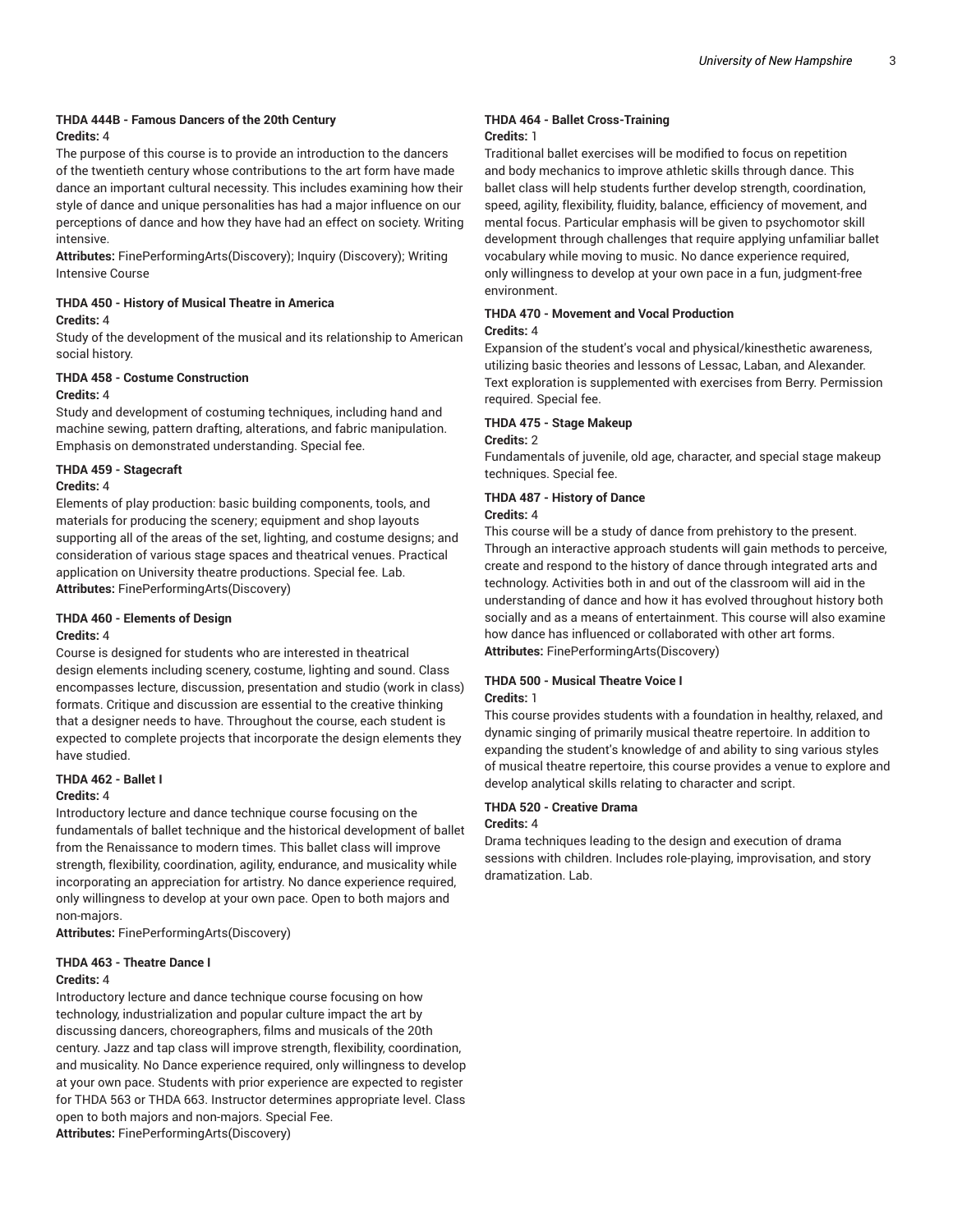#### THDA 444B - Famous Dancers of the 20th Century

**Credits:** 4

The purpose of this course is to provide an introduction to the dancers of the twentieth century whose contributions to the art form have made dance an important cultural necessity. This includes examining how their style of dance and unique personalities has had a major influence on our perceptions of dance and how they have had an effect on society. Writing intensive.

**Attributes:** FinePerformingArts(Discovery); Inquiry (Discovery); Writing Intensive Course

#### THDA 450 - History of Musical Theatre in America

**Credits:** 4

Study of the development of the musical and its relationship to American social history.

#### THDA 458 - Costume Construction

**Credits:** 4

Study and development of costuming techniques, including hand and machine sewing, pattern drafting, alterations, and fabric manipulation. Emphasis on demonstrated understanding. Special fee.

#### THDA 459 - Stagecraft

**Credits:** 4

Elements of play production: basic building components, tools, and materials for producing the scenery; equipment and shop layouts supporting all of the areas of the set, lighting, and costume designs; and consideration of various stage spaces and theatrical venues. Practical application on University theatre productions. Special fee. Lab.

**Attributes:** FinePerformingArts(Discovery)

#### THDA 460 - Elements of Design

**Credits:** 4

Course is designed for students who are interested in theatrical design elements including scenery, costume, lighting and sound. Class encompasses lecture, discussion, presentation and studio (work in class) formats. Critique and discussion are essential to the creative thinking that a designer needs to have. Throughout the course, each student is expected to complete projects that incorporate the design elements they have studied.

#### THDA 462 - Ballet I

**Credits:** 4

Introductory lecture and dance technique course focusing on the fundamentals of ballet technique and the historical development of ballet from the Renaissance to modern times. This ballet class will improve strength, flexibility, coordination, agility, endurance, and musicality while incorporating an appreciation for artistry. No dance experience required, only willingness to develop at your own pace. Open to both majors and non-majors.

**Attributes:** FinePerformingArts(Discovery)

#### THDA 463 - Theatre Dance I

**Credits:** 4

Introductory lecture and dance technique course focusing on how technology, industrialization and popular culture impact the art by discussing dancers, choreographers, films and musicals of the 20th century. Jazz and tap class will improve strength, flexibility, coordination, and musicality. No Dance experience required, only willingness to develop at your own pace. Students with prior experience are expected to register for THDA 563 or THDA 663. Instructor determines appropriate level. Class open to both majors and non-majors. Special Fee.

**Attributes:** FinePerformingArts(Discovery)

#### THDA 464 - Ballet Cross-Training

**Credits:** 1

Traditional ballet exercises will be modified to focus on repetition and body mechanics to improve athletic skills through dance. This ballet class will help students further develop strength, coordination, speed, agility, flexibility, fluidity, balance, efficiency of movement, and mental focus. Particular emphasis will be given to psychomotor skill development through challenges that require applying unfamiliar ballet vocabulary while moving to music. No dance experience required, only willingness to develop at your own pace in a fun, judgment-free environment.

#### THDA 470 - Movement and Vocal Production

**Credits:** 4

Expansion of the student's vocal and physical/kinesthetic awareness, utilizing basic theories and lessons of Lessac, Laban, and Alexander. Text exploration is supplemented with exercises from Berry. Permission required. Special fee.

#### THDA 475 - Stage Makeup

**Credits:** 2

Fundamentals of juvenile, old age, character, and special stage makeup techniques. Special fee.

#### THDA 487 - History of Dance

**Credits:** 4

This course will be a study of dance from prehistory to the present. Through an interactive approach students will gain methods to perceive, create and respond to the history of dance through integrated arts and technology. Activities both in and out of the classroom will aid in the understanding of dance and how it has evolved throughout history both socially and as a means of entertainment. This course will also examine how dance has influenced or collaborated with other art forms.

**Attributes:** FinePerformingArts(Discovery)

#### THDA 500 - Musical Theatre Voice I

**Credits:** 1

This course provides students with a foundation in healthy, relaxed, and dynamic singing of primarily musical theatre repertoire. In addition to expanding the student's knowledge of and ability to sing various styles of musical theatre repertoire, this course provides a venue to explore and develop analytical skills relating to character and script.

#### THDA 520 - Creative Drama

**Credits:** 4

Drama techniques leading to the design and execution of drama sessions with children. Includes role-playing, improvisation, and story dramatization. Lab.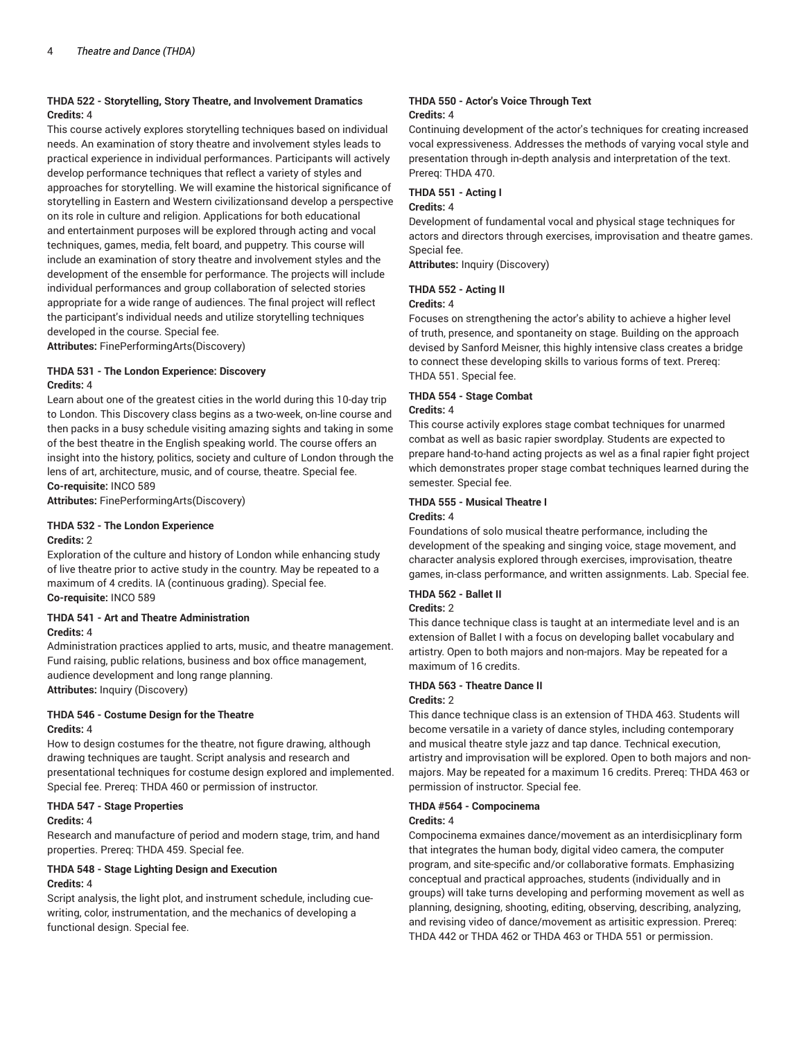### THDA 522 - Storytelling, Story Theatre, and Involvement Dramatics

**Credits:** 4

This course actively explores storytelling techniques based on individual needs. An examination of story theatre and involvement styles leads to practical experience in individual performances. Participants will actively develop performance techniques that reflect a variety of styles and approaches for storytelling. We will examine the historical significance of storytelling in Eastern and Western civilizationsand develop a perspective on its role in culture and religion. Applications for both educational and entertainment purposes will be explored through acting and vocal techniques, games, media, felt board, and puppetry. This course will include an examination of story theatre and involvement styles and the development of the ensemble for performance. The projects will include individual performances and group collaboration of selected stories appropriate for a wide range of audiences. The final project will reflect the participant's individual needs and utilize storytelling techniques developed in the course. Special fee.

**Attributes:** FinePerformingArts(Discovery)

### THDA 531 - The London Experience: Discovery

**Credits:** 4

Learn about one of the greatest cities in the world during this 10-day trip to London. This Discovery class begins as a two-week, on-line course and then packs in a busy schedule visiting amazing sights and taking in some of the best theatre in the English speaking world. The course offers an insight into the history, politics, society and culture of London through the lens of art, architecture, music, and of course, theatre. Special fee.

**Co-requisite:** INCO 589

**Attributes:** FinePerformingArts(Discovery)

### THDA 532 - The London Experience

**Credits:** 2

Exploration of the culture and history of London while enhancing study of live theatre prior to active study in the country. May be repeated to a maximum of 4 credits. IA (continuous grading). Special fee.

**Co-requisite:** INCO 589

### THDA 541 - Art and Theatre Administration

**Credits:** 4

Administration practices applied to arts, music, and theatre management. Fund raising, public relations, business and box office management, audience development and long range planning.

**Attributes:** Inquiry (Discovery)

### THDA 546 - Costume Design for the Theatre

**Credits:** 4

How to design costumes for the theatre, not figure drawing, although drawing techniques are taught. Script analysis and research and presentational techniques for costume design explored and implemented. Special fee. Prereq: THDA 460 or permission of instructor.

### THDA 547 - Stage Properties

**Credits:** 4

Research and manufacture of period and modern stage, trim, and hand properties. Prereq: THDA 459. Special fee.

### THDA 548 - Stage Lighting Design and Execution

**Credits:** 4

Script analysis, the light plot, and instrument schedule, including cue-writing, color, instrumentation, and the mechanics of developing a functional design. Special fee.

### THDA 550 - Actor's Voice Through Text

**Credits:** 4

Continuing development of the actor's techniques for creating increased vocal expressiveness. Addresses the methods of varying vocal style and presentation through in-depth analysis and interpretation of the text. Prereq: THDA 470.

### THDA 551 - Acting I

**Credits:** 4

Development of fundamental vocal and physical stage techniques for actors and directors through exercises, improvisation and theatre games. Special fee.

**Attributes:** Inquiry (Discovery)

### THDA 552 - Acting II

**Credits:** 4

Focuses on strengthening the actor's ability to achieve a higher level of truth, presence, and spontaneity on stage. Building on the approach devised by Sanford Meisner, this highly intensive class creates a bridge to connect these developing skills to various forms of text. Prereq: THDA 551. Special fee.

### THDA 554 - Stage Combat

**Credits:** 4

This course activily explores stage combat techniques for unarmed combat as well as basic rapier swordplay. Students are expected to prepare hand-to-hand acting projects as wel as a final rapier fight project which demonstrates proper stage combat techniques learned during the semester. Special fee.

### THDA 555 - Musical Theatre I

**Credits:** 4

Foundations of solo musical theatre performance, including the development of the speaking and singing voice, stage movement, and character analysis explored through exercises, improvisation, theatre games, in-class performance, and written assignments. Lab. Special fee.

### THDA 562 - Ballet II

**Credits:** 2

This dance technique class is taught at an intermediate level and is an extension of Ballet I with a focus on developing ballet vocabulary and artistry. Open to both majors and non-majors. May be repeated for a maximum of 16 credits.

### THDA 563 - Theatre Dance II

**Credits:** 2

This dance technique class is an extension of THDA 463. Students will become versatile in a variety of dance styles, including contemporary and musical theatre style jazz and tap dance. Technical execution, artistry and improvisation will be explored. Open to both majors and non-majors. May be repeated for a maximum 16 credits. Prereq: THDA 463 or permission of instructor. Special fee.

### THDA #564 - Compocinema

**Credits:** 4

Compocinema exmaines dance/movement as an interdisicplinary form that integrates the human body, digital video camera, the computer program, and site-specific and/or collaborative formats. Emphasizing conceptual and practical approaches, students (individually and in groups) will take turns developing and performing movement as well as planning, designing, shooting, editing, observing, describing, analyzing, and revising video of dance/movement as artisitic expression. Prereq: THDA 442 or THDA 462 or THDA 463 or THDA 551 or permission.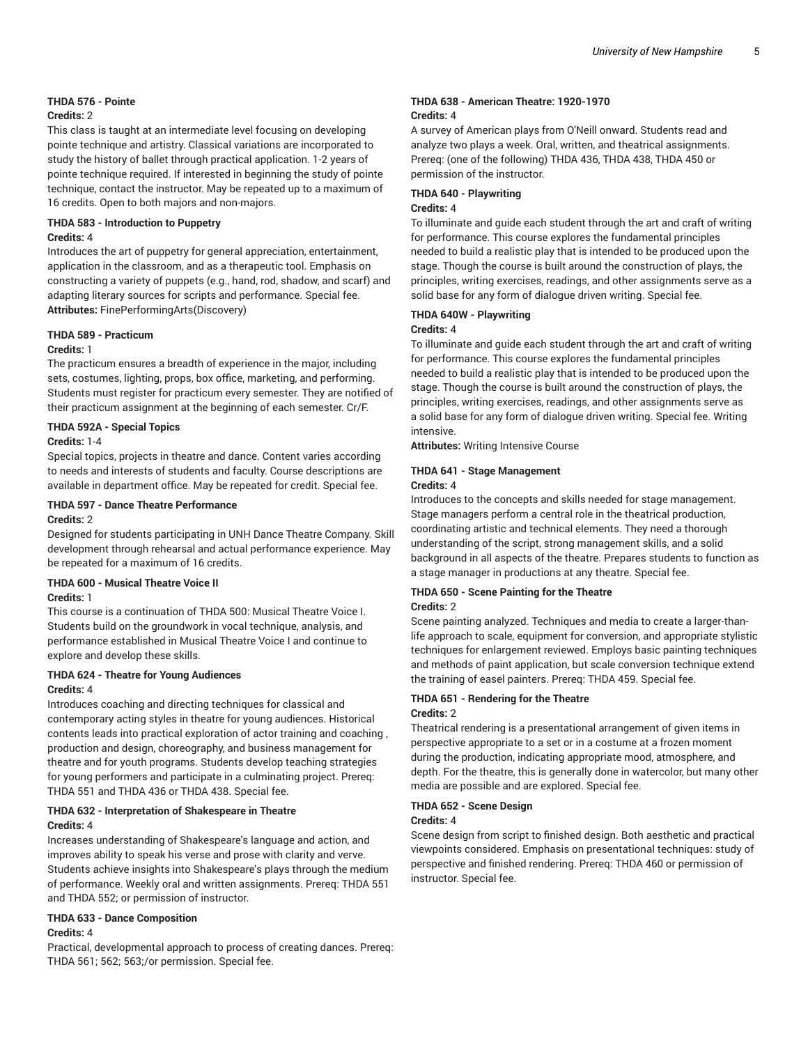#### THDA 576 - Pointe

**Credits:** 2

This class is taught at an intermediate level focusing on developing pointe technique and artistry. Classical variations are incorporated to study the history of ballet through practical application. 1-2 years of pointe technique required. If interested in beginning the study of pointe technique, contact the instructor. May be repeated up to a maximum of 16 credits. Open to both majors and non-majors.

#### THDA 583 - Introduction to Puppetry

**Credits:** 4

Introduces the art of puppetry for general appreciation, entertainment, application in the classroom, and as a therapeutic tool. Emphasis on constructing a variety of puppets (e.g., hand, rod, shadow, and scarf) and adapting literary sources for scripts and performance. Special fee.
**Attributes:** FinePerformingArts(Discovery)

#### THDA 589 - Practicum

**Credits:** 1

The practicum ensures a breadth of experience in the major, including sets, costumes, lighting, props, box office, marketing, and performing. Students must register for practicum every semester. They are notified of their practicum assignment at the beginning of each semester. Cr/F.

#### THDA 592A - Special Topics

**Credits:** 1-4

Special topics, projects in theatre and dance. Content varies according to needs and interests of students and faculty. Course descriptions are available in department office. May be repeated for credit. Special fee.

#### THDA 597 - Dance Theatre Performance

**Credits:** 2

Designed for students participating in UNH Dance Theatre Company. Skill development through rehearsal and actual performance experience. May be repeated for a maximum of 16 credits.

#### THDA 600 - Musical Theatre Voice II

**Credits:** 1

This course is a continuation of THDA 500: Musical Theatre Voice I. Students build on the groundwork in vocal technique, analysis, and performance established in Musical Theatre Voice I and continue to explore and develop these skills.

#### THDA 624 - Theatre for Young Audiences

**Credits:** 4

Introduces coaching and directing techniques for classical and contemporary acting styles in theatre for young audiences. Historical contents leads into practical exploration of actor training and coaching , production and design, choreography, and business management for theatre and for youth programs. Students develop teaching strategies for young performers and participate in a culminating project. Prereq: THDA 551 and THDA 436 or THDA 438. Special fee.

#### THDA 632 - Interpretation of Shakespeare in Theatre

**Credits:** 4

Increases understanding of Shakespeare's language and action, and improves ability to speak his verse and prose with clarity and verve. Students achieve insights into Shakespeare's plays through the medium of performance. Weekly oral and written assignments. Prereq: THDA 551 and THDA 552; or permission of instructor.

#### THDA 633 - Dance Composition

**Credits:** 4

Practical, developmental approach to process of creating dances. Prereq: THDA 561; 562; 563;/or permission. Special fee.

#### THDA 638 - American Theatre: 1920-1970

**Credits:** 4

A survey of American plays from O'Neill onward. Students read and analyze two plays a week. Oral, written, and theatrical assignments. Prereq: (one of the following) THDA 436, THDA 438, THDA 450 or permission of the instructor.

#### THDA 640 - Playwriting

**Credits:** 4

To illuminate and guide each student through the art and craft of writing for performance. This course explores the fundamental principles needed to build a realistic play that is intended to be produced upon the stage. Though the course is built around the construction of plays, the principles, writing exercises, readings, and other assignments serve as a solid base for any form of dialogue driven writing. Special fee.

#### THDA 640W - Playwriting

**Credits:** 4

To illuminate and guide each student through the art and craft of writing for performance. This course explores the fundamental principles needed to build a realistic play that is intended to be produced upon the stage. Though the course is built around the construction of plays, the principles, writing exercises, readings, and other assignments serve as a solid base for any form of dialogue driven writing. Special fee. Writing intensive.
**Attributes:** Writing Intensive Course

#### THDA 641 - Stage Management

**Credits:** 4

Introduces to the concepts and skills needed for stage management. Stage managers perform a central role in the theatrical production, coordinating artistic and technical elements. They need a thorough understanding of the script, strong management skills, and a solid background in all aspects of the theatre. Prepares students to function as a stage manager in productions at any theatre. Special fee.

#### THDA 650 - Scene Painting for the Theatre

**Credits:** 2

Scene painting analyzed. Techniques and media to create a larger-than-life approach to scale, equipment for conversion, and appropriate stylistic techniques for enlargement reviewed. Employs basic painting techniques and methods of paint application, but scale conversion technique extend the training of easel painters. Prereq: THDA 459. Special fee.

#### THDA 651 - Rendering for the Theatre

**Credits:** 2

Theatrical rendering is a presentational arrangement of given items in perspective appropriate to a set or in a costume at a frozen moment during the production, indicating appropriate mood, atmosphere, and depth. For the theatre, this is generally done in watercolor, but many other media are possible and are explored. Special fee.

#### THDA 652 - Scene Design

**Credits:** 4

Scene design from script to finished design. Both aesthetic and practical viewpoints considered. Emphasis on presentational techniques: study of perspective and finished rendering. Prereq: THDA 460 or permission of instructor. Special fee.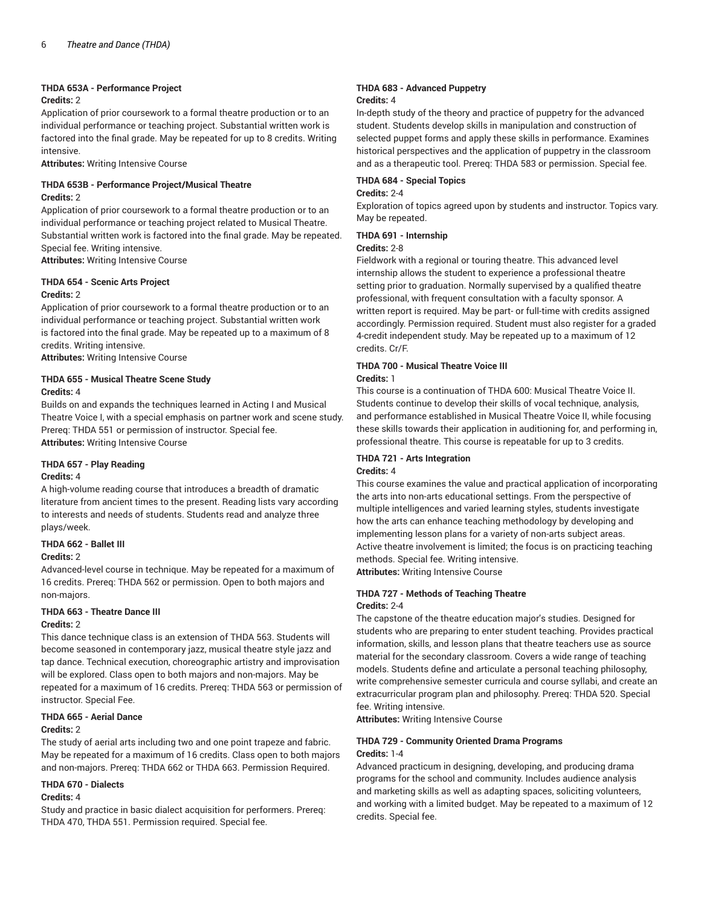#### THDA 653A - Performance Project

**Credits:** 2

Application of prior coursework to a formal theatre production or to an individual performance or teaching project. Substantial written work is factored into the final grade. May be repeated for up to 8 credits. Writing intensive.

**Attributes:** Writing Intensive Course

#### THDA 653B - Performance Project/Musical Theatre

**Credits:** 2

Application of prior coursework to a formal theatre production or to an individual performance or teaching project related to Musical Theatre. Substantial written work is factored into the final grade. May be repeated. Special fee. Writing intensive.

**Attributes:** Writing Intensive Course

#### THDA 654 - Scenic Arts Project

**Credits:** 2

Application of prior coursework to a formal theatre production or to an individual performance or teaching project. Substantial written work is factored into the final grade. May be repeated up to a maximum of 8 credits. Writing intensive.

**Attributes:** Writing Intensive Course

#### THDA 655 - Musical Theatre Scene Study

**Credits:** 4

Builds on and expands the techniques learned in Acting I and Musical Theatre Voice I, with a special emphasis on partner work and scene study. Prereq: THDA 551 or permission of instructor. Special fee.

**Attributes:** Writing Intensive Course

#### THDA 657 - Play Reading

**Credits:** 4

A high-volume reading course that introduces a breadth of dramatic literature from ancient times to the present. Reading lists vary according to interests and needs of students. Students read and analyze three plays/week.

#### THDA 662 - Ballet III

**Credits:** 2

Advanced-level course in technique. May be repeated for a maximum of 16 credits. Prereq: THDA 562 or permission. Open to both majors and non-majors.

#### THDA 663 - Theatre Dance III

**Credits:** 2

This dance technique class is an extension of THDA 563. Students will become seasoned in contemporary jazz, musical theatre style jazz and tap dance. Technical execution, choreographic artistry and improvisation will be explored. Class open to both majors and non-majors. May be repeated for a maximum of 16 credits. Prereq: THDA 563 or permission of instructor. Special Fee.

#### THDA 665 - Aerial Dance

**Credits:** 2

The study of aerial arts including two and one point trapeze and fabric. May be repeated for a maximum of 16 credits. Class open to both majors and non-majors. Prereq: THDA 662 or THDA 663. Permission Required.

#### THDA 670 - Dialects

**Credits:** 4

Study and practice in basic dialect acquisition for performers. Prereq: THDA 470, THDA 551. Permission required. Special fee.

#### THDA 683 - Advanced Puppetry

**Credits:** 4

In-depth study of the theory and practice of puppetry for the advanced student. Students develop skills in manipulation and construction of selected puppet forms and apply these skills in performance. Examines historical perspectives and the application of puppetry in the classroom and as a therapeutic tool. Prereq: THDA 583 or permission. Special fee.

#### THDA 684 - Special Topics

**Credits:** 2-4

Exploration of topics agreed upon by students and instructor. Topics vary. May be repeated.

#### THDA 691 - Internship

**Credits:** 2-8

Fieldwork with a regional or touring theatre. This advanced level internship allows the student to experience a professional theatre setting prior to graduation. Normally supervised by a qualified theatre professional, with frequent consultation with a faculty sponsor. A written report is required. May be part- or full-time with credits assigned accordingly. Permission required. Student must also register for a graded 4-credit independent study. May be repeated up to a maximum of 12 credits. Cr/F.

#### THDA 700 - Musical Theatre Voice III

**Credits:** 1

This course is a continuation of THDA 600: Musical Theatre Voice II. Students continue to develop their skills of vocal technique, analysis, and performance established in Musical Theatre Voice II, while focusing these skills towards their application in auditioning for, and performing in, professional theatre. This course is repeatable for up to 3 credits.

#### THDA 721 - Arts Integration

**Credits:** 4

This course examines the value and practical application of incorporating the arts into non-arts educational settings. From the perspective of multiple intelligences and varied learning styles, students investigate how the arts can enhance teaching methodology by developing and implementing lesson plans for a variety of non-arts subject areas. Active theatre involvement is limited; the focus is on practicing teaching methods. Special fee. Writing intensive.

**Attributes:** Writing Intensive Course

#### THDA 727 - Methods of Teaching Theatre

**Credits:** 2-4

The capstone of the theatre education major's studies. Designed for students who are preparing to enter student teaching. Provides practical information, skills, and lesson plans that theatre teachers use as source material for the secondary classroom. Covers a wide range of teaching models. Students define and articulate a personal teaching philosophy, write comprehensive semester curricula and course syllabi, and create an extracurricular program plan and philosophy. Prereq: THDA 520. Special fee. Writing intensive.

**Attributes:** Writing Intensive Course

#### THDA 729 - Community Oriented Drama Programs

**Credits:** 1-4

Advanced practicum in designing, developing, and producing drama programs for the school and community. Includes audience analysis and marketing skills as well as adapting spaces, soliciting volunteers, and working with a limited budget. May be repeated to a maximum of 12 credits. Special fee.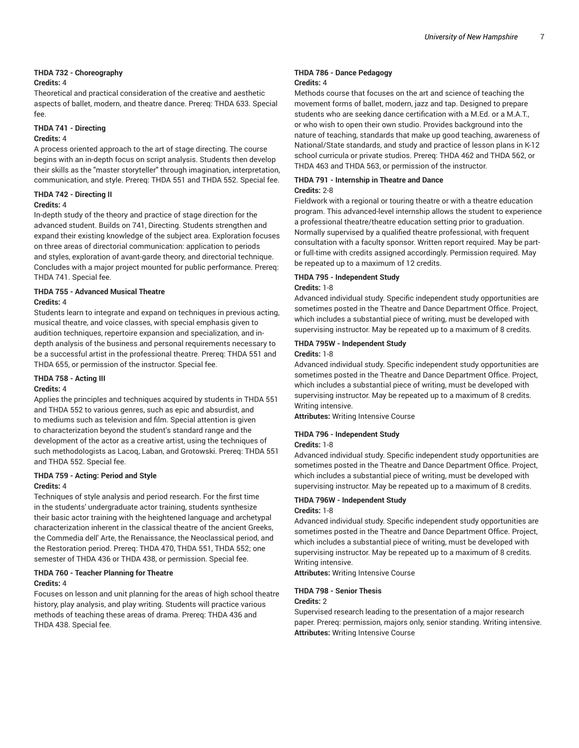**THDA 732 - Choreography**

**Credits:** 4

Theoretical and practical consideration of the creative and aesthetic aspects of ballet, modern, and theatre dance. Prereq: THDA 633. Special fee.

**THDA 741 - Directing**

**Credits:** 4

A process oriented approach to the art of stage directing. The course begins with an in-depth focus on script analysis. Students then develop their skills as the "master storyteller" through imagination, interpretation, communication, and style. Prereq: THDA 551 and THDA 552. Special fee.

**THDA 742 - Directing II**

**Credits:** 4

In-depth study of the theory and practice of stage direction for the advanced student. Builds on 741, Directing. Students strengthen and expand their existing knowledge of the subject area. Exploration focuses on three areas of directorial communication: application to periods and styles, exploration of avant-garde theory, and directorial technique. Concludes with a major project mounted for public performance. Prereq: THDA 741. Special fee.

**THDA 755 - Advanced Musical Theatre**

**Credits:** 4

Students learn to integrate and expand on techniques in previous acting, musical theatre, and voice classes, with special emphasis given to audition techniques, repertoire expansion and specialization, and in-depth analysis of the business and personal requirements necessary to be a successful artist in the professional theatre. Prereq: THDA 551 and THDA 655, or permission of the instructor. Special fee.

**THDA 758 - Acting III**

**Credits:** 4

Applies the principles and techniques acquired by students in THDA 551 and THDA 552 to various genres, such as epic and absurdist, and to mediums such as television and film. Special attention is given to characterization beyond the student's standard range and the development of the actor as a creative artist, using the techniques of such methodologists as Lacoq, Laban, and Grotowski. Prereq: THDA 551 and THDA 552. Special fee.

**THDA 759 - Acting: Period and Style**

**Credits:** 4

Techniques of style analysis and period research. For the first time in the students' undergraduate actor training, students synthesize their basic actor training with the heightened language and archetypal characterization inherent in the classical theatre of the ancient Greeks, the Commedia dell' Arte, the Renaissance, the Neoclassical period, and the Restoration period. Prereq: THDA 470, THDA 551, THDA 552; one semester of THDA 436 or THDA 438, or permission. Special fee.

**THDA 760 - Teacher Planning for Theatre**

**Credits:** 4

Focuses on lesson and unit planning for the areas of high school theatre history, play analysis, and play writing. Students will practice various methods of teaching these areas of drama. Prereq: THDA 436 and THDA 438. Special fee.

**THDA 786 - Dance Pedagogy**

**Credits:** 4

Methods course that focuses on the art and science of teaching the movement forms of ballet, modern, jazz and tap. Designed to prepare students who are seeking dance certification with a M.Ed. or a M.A.T., or who wish to open their own studio. Provides background into the nature of teaching, standards that make up good teaching, awareness of National/State standards, and study and practice of lesson plans in K-12 school curricula or private studios. Prereq: THDA 462 and THDA 562, or THDA 463 and THDA 563, or permission of the instructor.

**THDA 791 - Internship in Theatre and Dance**

**Credits:** 2-8

Fieldwork with a regional or touring theatre or with a theatre education program. This advanced-level internship allows the student to experience a professional theatre/theatre education setting prior to graduation. Normally supervised by a qualified theatre professional, with frequent consultation with a faculty sponsor. Written report required. May be part- or full-time with credits assigned accordingly. Permission required. May be repeated up to a maximum of 12 credits.

**THDA 795 - Independent Study**

**Credits:** 1-8

Advanced individual study. Specific independent study opportunities are sometimes posted in the Theatre and Dance Department Office. Project, which includes a substantial piece of writing, must be developed with supervising instructor. May be repeated up to a maximum of 8 credits.

**THDA 795W - Independent Study**

**Credits:** 1-8

Advanced individual study. Specific independent study opportunities are sometimes posted in the Theatre and Dance Department Office. Project, which includes a substantial piece of writing, must be developed with supervising instructor. May be repeated up to a maximum of 8 credits. Writing intensive.

**Attributes:** Writing Intensive Course

**THDA 796 - Independent Study**

**Credits:** 1-8

Advanced individual study. Specific independent study opportunities are sometimes posted in the Theatre and Dance Department Office. Project, which includes a substantial piece of writing, must be developed with supervising instructor. May be repeated up to a maximum of 8 credits.

**THDA 796W - Independent Study**

**Credits:** 1-8

Advanced individual study. Specific independent study opportunities are sometimes posted in the Theatre and Dance Department Office. Project, which includes a substantial piece of writing, must be developed with supervising instructor. May be repeated up to a maximum of 8 credits. Writing intensive.

**Attributes:** Writing Intensive Course

**THDA 798 - Senior Thesis**

**Credits:** 2

Supervised research leading to the presentation of a major research paper. Prereq: permission, majors only, senior standing. Writing intensive.

**Attributes:** Writing Intensive Course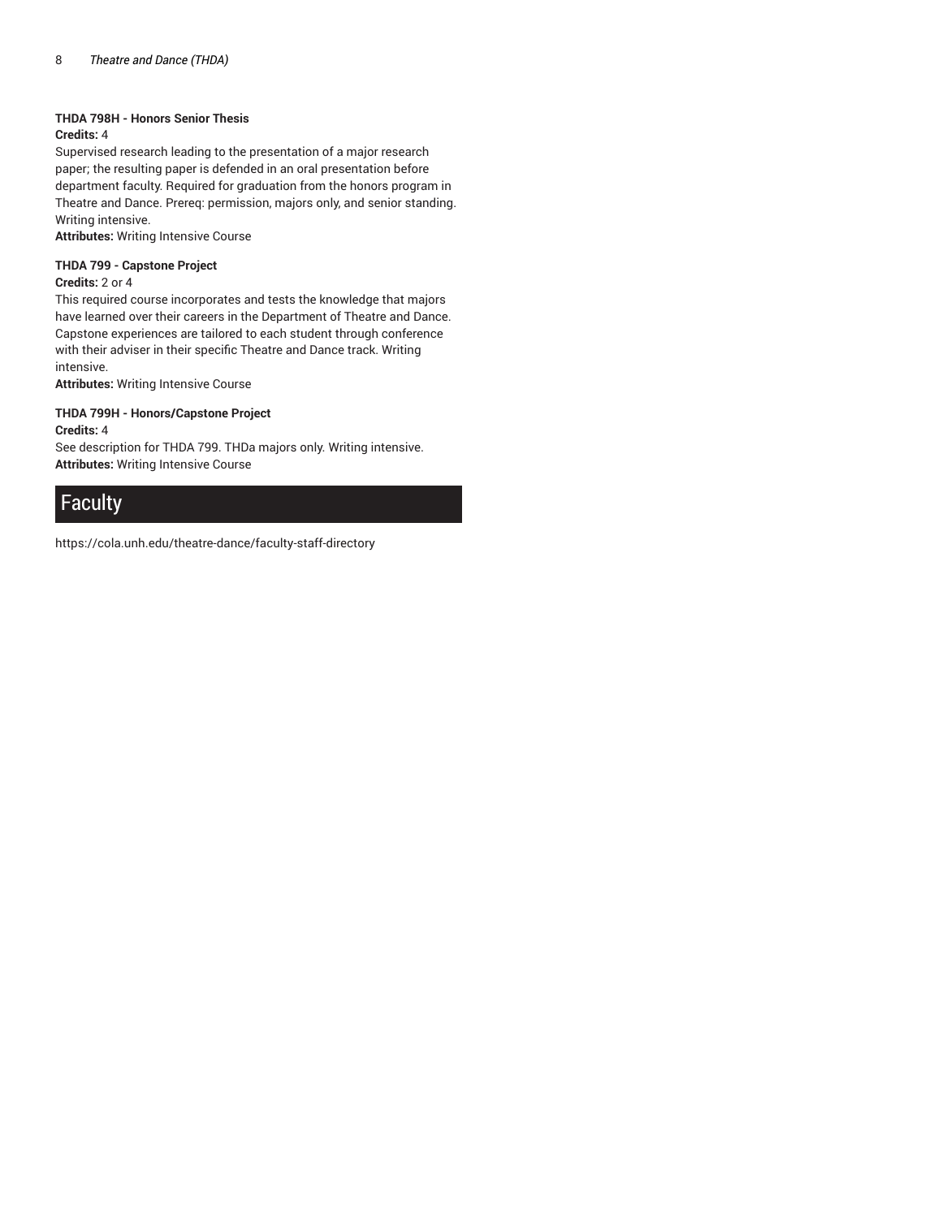**THDA 798H - Honors Senior Thesis**
**Credits:** 4
Supervised research leading to the presentation of a major research paper; the resulting paper is defended in an oral presentation before department faculty. Required for graduation from the honors program in Theatre and Dance. Prereq: permission, majors only, and senior standing. Writing intensive.
**Attributes:** Writing Intensive Course

**THDA 799 - Capstone Project**
**Credits:** 2 or 4
This required course incorporates and tests the knowledge that majors have learned over their careers in the Department of Theatre and Dance. Capstone experiences are tailored to each student through conference with their adviser in their specific Theatre and Dance track. Writing intensive.
**Attributes:** Writing Intensive Course

**THDA 799H - Honors/Capstone Project**
**Credits:** 4
See description for THDA 799. THDa majors only. Writing intensive.
**Attributes:** Writing Intensive Course

## Faculty

https://cola.unh.edu/theatre-dance/faculty-staff-directory